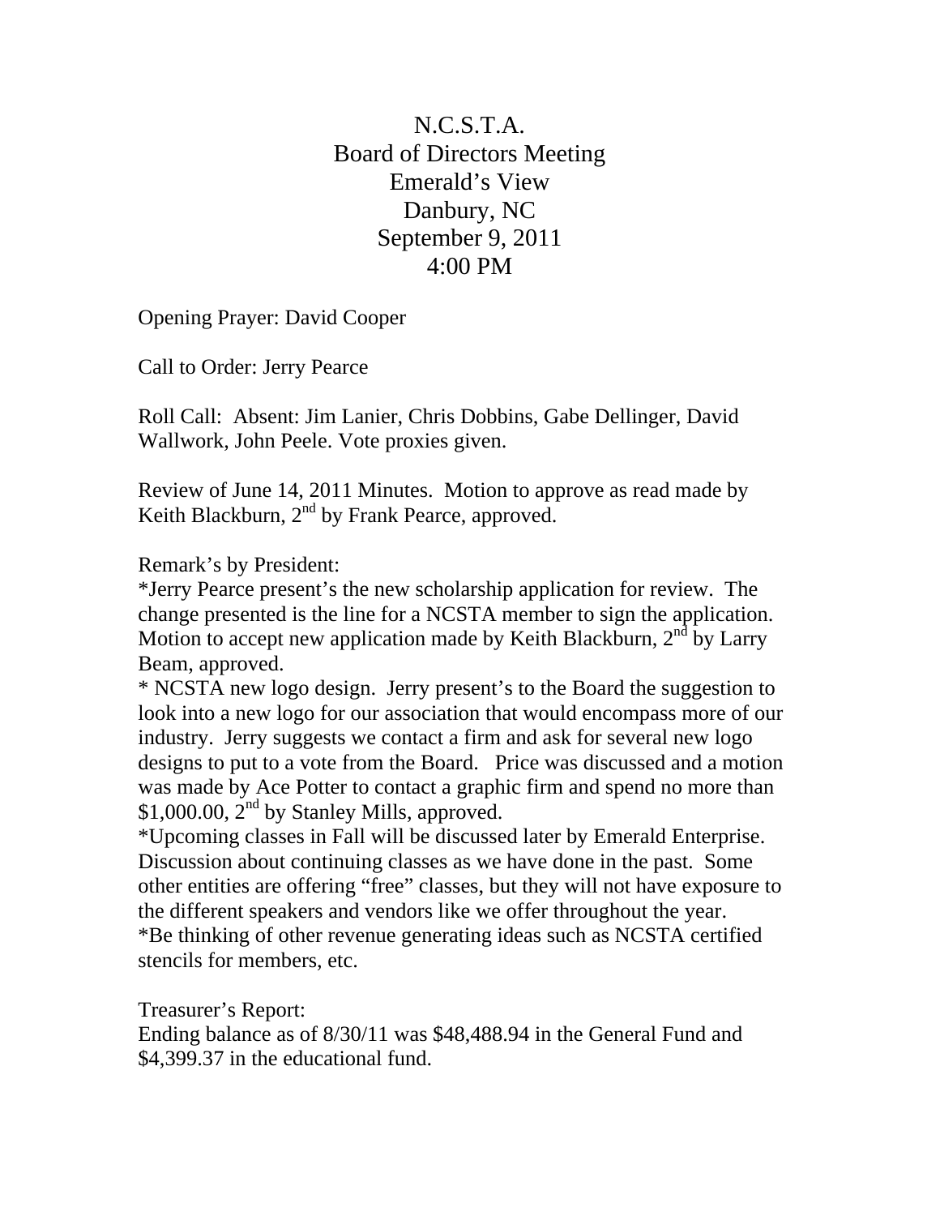# N.C.S.T.A.
## Board of Directors Meeting
## Emerald's View
## Danbury, NC
## September 9, 2011
## 4:00 PM

Opening Prayer: David Cooper

Call to Order: Jerry Pearce

Roll Call: Absent: Jim Lanier, Chris Dobbins, Gabe Dellinger, David Wallwork, John Peele. Vote proxies given.

Review of June 14, 2011 Minutes. Motion to approve as read made by Keith Blackburn, 2nd by Frank Pearce, approved.

Remark's by President:

*Jerry Pearce present's the new scholarship application for review. The change presented is the line for a NCSTA member to sign the application. Motion to accept new application made by Keith Blackburn, 2nd by Larry Beam, approved.

* NCSTA new logo design. Jerry present's to the Board the suggestion to look into a new logo for our association that would encompass more of our industry. Jerry suggests we contact a firm and ask for several new logo designs to put to a vote from the Board. Price was discussed and a motion was made by Ace Potter to contact a graphic firm and spend no more than $1,000.00, 2nd by Stanley Mills, approved.

*Upcoming classes in Fall will be discussed later by Emerald Enterprise. Discussion about continuing classes as we have done in the past. Some other entities are offering "free" classes, but they will not have exposure to the different speakers and vendors like we offer throughout the year.

*Be thinking of other revenue generating ideas such as NCSTA certified stencils for members, etc.

Treasurer's Report:

Ending balance as of 8/30/11 was $48,488.94 in the General Fund and $4,399.37 in the educational fund.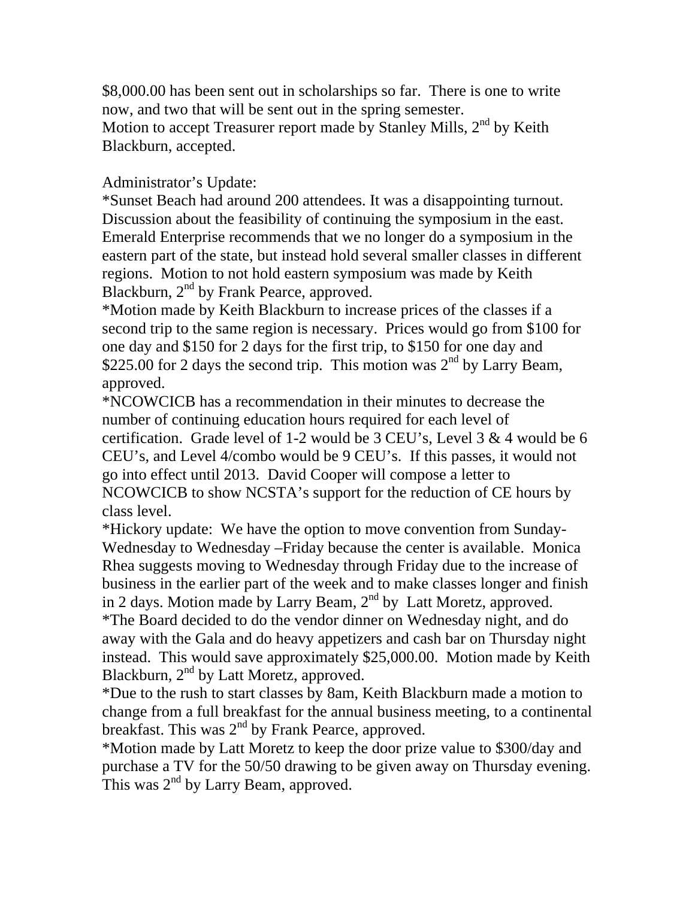$8,000.00 has been sent out in scholarships so far. There is one to write now, and two that will be sent out in the spring semester.
Motion to accept Treasurer report made by Stanley Mills, 2nd by Keith Blackburn, accepted.

Administrator's Update:
*Sunset Beach had around 200 attendees. It was a disappointing turnout. Discussion about the feasibility of continuing the symposium in the east. Emerald Enterprise recommends that we no longer do a symposium in the eastern part of the state, but instead hold several smaller classes in different regions. Motion to not hold eastern symposium was made by Keith Blackburn, 2nd by Frank Pearce, approved.
*Motion made by Keith Blackburn to increase prices of the classes if a second trip to the same region is necessary. Prices would go from $100 for one day and $150 for 2 days for the first trip, to $150 for one day and $225.00 for 2 days the second trip. This motion was 2nd by Larry Beam, approved.
*NCOWCICB has a recommendation in their minutes to decrease the number of continuing education hours required for each level of certification. Grade level of 1-2 would be 3 CEU's, Level 3 & 4 would be 6 CEU's, and Level 4/combo would be 9 CEU's. If this passes, it would not go into effect until 2013. David Cooper will compose a letter to NCOWCICB to show NCSTA's support for the reduction of CE hours by class level.
*Hickory update: We have the option to move convention from Sunday-Wednesday to Wednesday –Friday because the center is available. Monica Rhea suggests moving to Wednesday through Friday due to the increase of business in the earlier part of the week and to make classes longer and finish in 2 days. Motion made by Larry Beam, 2nd by Latt Moretz, approved.
*The Board decided to do the vendor dinner on Wednesday night, and do away with the Gala and do heavy appetizers and cash bar on Thursday night instead. This would save approximately $25,000.00. Motion made by Keith Blackburn, 2nd by Latt Moretz, approved.
*Due to the rush to start classes by 8am, Keith Blackburn made a motion to change from a full breakfast for the annual business meeting, to a continental breakfast. This was 2nd by Frank Pearce, approved.
*Motion made by Latt Moretz to keep the door prize value to $300/day and purchase a TV for the 50/50 drawing to be given away on Thursday evening. This was 2nd by Larry Beam, approved.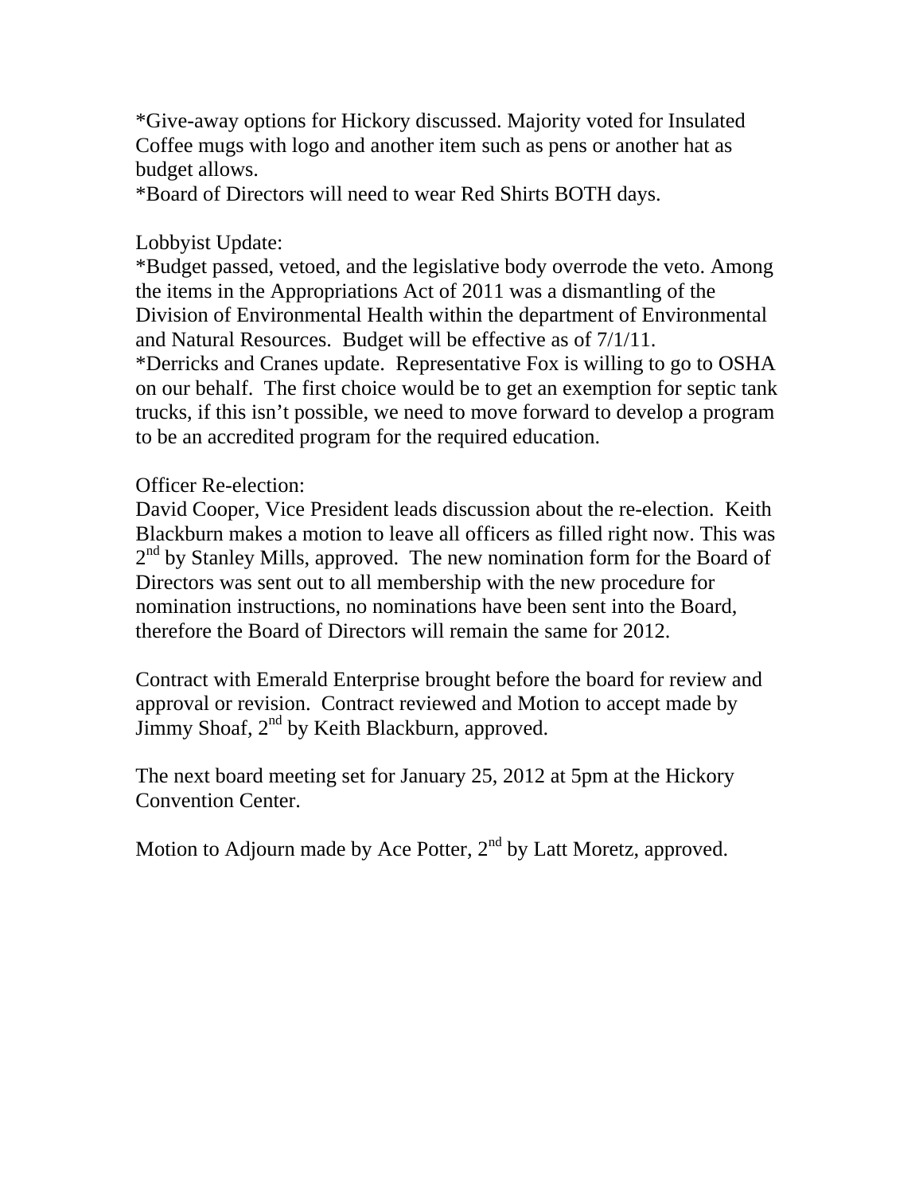*Give-away options for Hickory discussed. Majority voted for Insulated Coffee mugs with logo and another item such as pens or another hat as budget allows.
*Board of Directors will need to wear Red Shirts BOTH days.

Lobbyist Update:
*Budget passed, vetoed, and the legislative body overrode the veto. Among the items in the Appropriations Act of 2011 was a dismantling of the Division of Environmental Health within the department of Environmental and Natural Resources. Budget will be effective as of 7/1/11.
*Derricks and Cranes update. Representative Fox is willing to go to OSHA on our behalf. The first choice would be to get an exemption for septic tank trucks, if this isn't possible, we need to move forward to develop a program to be an accredited program for the required education.

Officer Re-election:
David Cooper, Vice President leads discussion about the re-election. Keith Blackburn makes a motion to leave all officers as filled right now. This was 2nd by Stanley Mills, approved. The new nomination form for the Board of Directors was sent out to all membership with the new procedure for nomination instructions, no nominations have been sent into the Board, therefore the Board of Directors will remain the same for 2012.

Contract with Emerald Enterprise brought before the board for review and approval or revision. Contract reviewed and Motion to accept made by Jimmy Shoaf, 2nd by Keith Blackburn, approved.

The next board meeting set for January 25, 2012 at 5pm at the Hickory Convention Center.

Motion to Adjourn made by Ace Potter, 2nd by Latt Moretz, approved.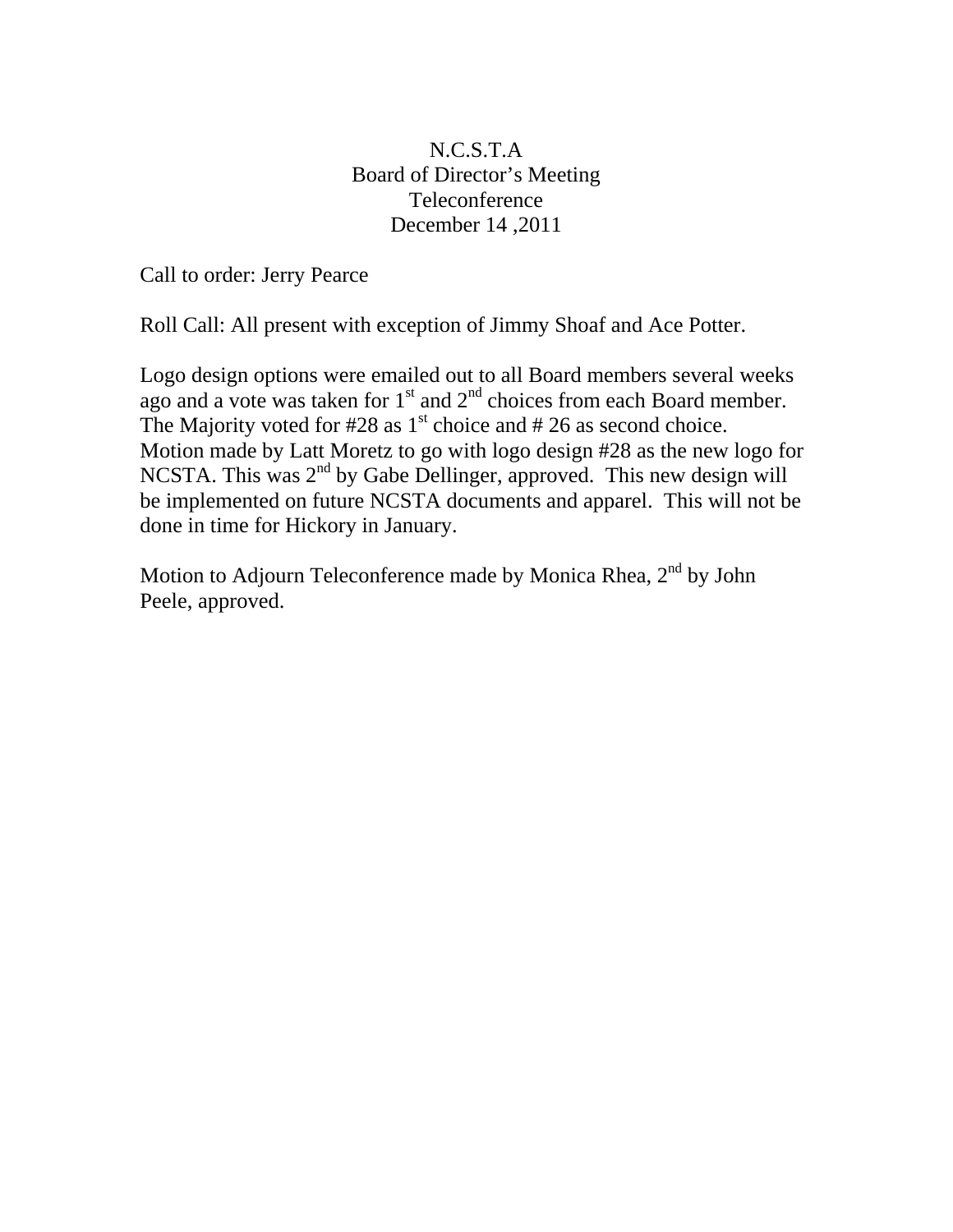# N.C.S.T.A
## Board of Director's Meeting
## Teleconference
## December 14 ,2011

Call to order: Jerry Pearce

Roll Call: All present with exception of Jimmy Shoaf and Ace Potter.

Logo design options were emailed out to all Board members several weeks ago and a vote was taken for 1st and 2nd choices from each Board member. The Majority voted for #28 as 1st choice and # 26 as second choice. Motion made by Latt Moretz to go with logo design #28 as the new logo for NCSTA. This was 2nd by Gabe Dellinger, approved. This new design will be implemented on future NCSTA documents and apparel. This will not be done in time for Hickory in January.

Motion to Adjourn Teleconference made by Monica Rhea, 2nd by John Peele, approved.